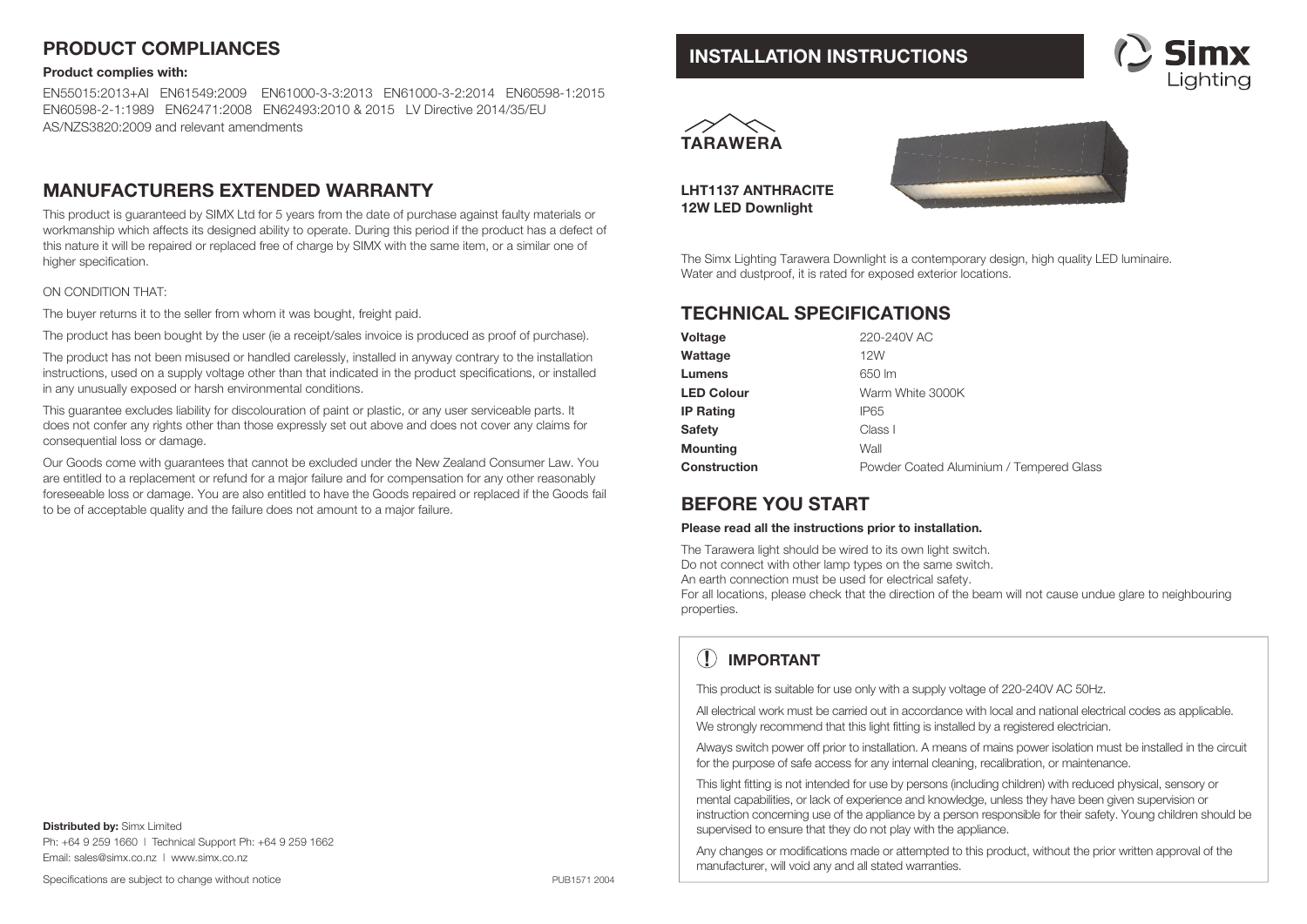## PRODUCT COMPLIANCES

**Product complies with:**

EN55015:2013+AI EN61549:2009 EN61000-3-3:2013 EN61000-3-2:2014 EN60598-1:2015 EN60598-2-1:1989 EN62471:2008 EN62493:2010 & 2015 LV Directive 2014/35/EU AS/NZS3820:2009 and relevant amendments

## MANUFACTURERS EXTENDED WARRANTY

This product is guaranteed by SIMX Ltd for 5 years from the date of purchase against faulty materials or workmanship which affects its designed ability to operate. During this period if the product has a defect of this nature it will be repaired or replaced free of charge by SIMX with the same item, or a similar one of higher specification.

ON CONDITION THAT:

The buyer returns it to the seller from whom it was bought, freight paid.

The product has been bought by the user (ie a receipt/sales invoice is produced as proof of purchase).

The product has not been misused or handled carelessly, installed in anyway contrary to the installation instructions, used on a supply voltage other than that indicated in the product specifications, or installed in any unusually exposed or harsh environmental conditions.

This guarantee excludes liability for discolouration of paint or plastic, or any user serviceable parts. It does not confer any rights other than those expressly set out above and does not cover any claims for consequential loss or damage.

Our Goods come with guarantees that cannot be excluded under the New Zealand Consumer Law. You are entitled to a replacement or refund for a major failure and for compensation for any other reasonably foreseeable loss or damage. You are also entitled to have the Goods repaired or replaced if the Goods fail to be of acceptable quality and the failure does not amount to a major failure.

**Distributed by:** Simx Limited
Ph: +64 9 259 1660 | Technical Support Ph: +64 9 259 1662
Email: sales@simx.co.nz | www.simx.co.nz

Specifications are subject to change without notice PUB1571 2004

# INSTALLATION INSTRUCTIONS

Simx Lighting

**TARAWERA**

**LHT1137 ANTHRACITE**
**12W LED Downlight**

The Simx Lighting Tarawera Downlight is a contemporary design, high quality LED luminaire. Water and dustproof, it is rated for exposed exterior locations.

## TECHNICAL SPECIFICATIONS

| | |
|---|---|
| **Voltage** | 220-240V AC |
| **Wattage** | 12W |
| **Lumens** | 650 lm |
| **LED Colour** | Warm White 3000K |
| **IP Rating** | IP65 |
| **Safety** | Class I |
| **Mounting** | Wall |
| **Construction** | Powder Coated Aluminium / Tempered Glass |

## BEFORE YOU START

**Please read all the instructions prior to installation.**

The Tarawera light should be wired to its own light switch.
Do not connect with other lamp types on the same switch.
An earth connection must be used for electrical safety.
For all locations, please check that the direction of the beam will not cause undue glare to neighbouring properties.

### IMPORTANT

This product is suitable for use only with a supply voltage of 220-240V AC 50Hz.

All electrical work must be carried out in accordance with local and national electrical codes as applicable. We strongly recommend that this light fitting is installed by a registered electrician.

Always switch power off prior to installation. A means of mains power isolation must be installed in the circuit for the purpose of safe access for any internal cleaning, recalibration, or maintenance.

This light fitting is not intended for use by persons (including children) with reduced physical, sensory or mental capabilities, or lack of experience and knowledge, unless they have been given supervision or instruction concerning use of the appliance by a person responsible for their safety. Young children should be supervised to ensure that they do not play with the appliance.

Any changes or modifications made or attempted to this product, without the prior written approval of the manufacturer, will void any and all stated warranties.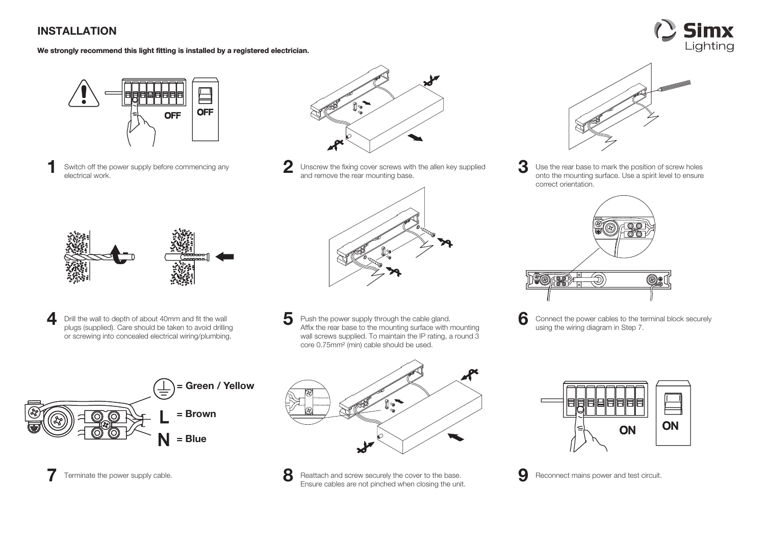## INSTALLATION

**We strongly recommend this light fitting is installed by a registered electrician.**

Simx Lighting

OFF

OFF

**1** Switch off the power supply before commencing any electrical work.

**2** Unscrew the fixing cover screws with the allen key supplied and remove the rear mounting base.

**3** Use the rear base to mark the position of screw holes onto the mounting surface. Use a spirit level to ensure correct orientation.

**4** Drill the wall to depth of about 40mm and fit the wall plugs (supplied). Care should be taken to avoid drilling or screwing into concealed electrical wiring/plumbing.

**5** Push the power supply through the cable gland. Affix the rear base to the mounting surface with mounting wall screws supplied. To maintain the IP rating, a round 3 core 0.75mm² (min) cable should be used.

**6** Connect the power cables to the terminal block securely using the wiring diagram in Step 7.

= Green / Yellow

L = Brown

N = Blue

**7** Terminate the power supply cable.

**8** Reattach and screw securely the cover to the base. Ensure cables are not pinched when closing the unit.

ON

ON

**9** Reconnect mains power and test circuit.